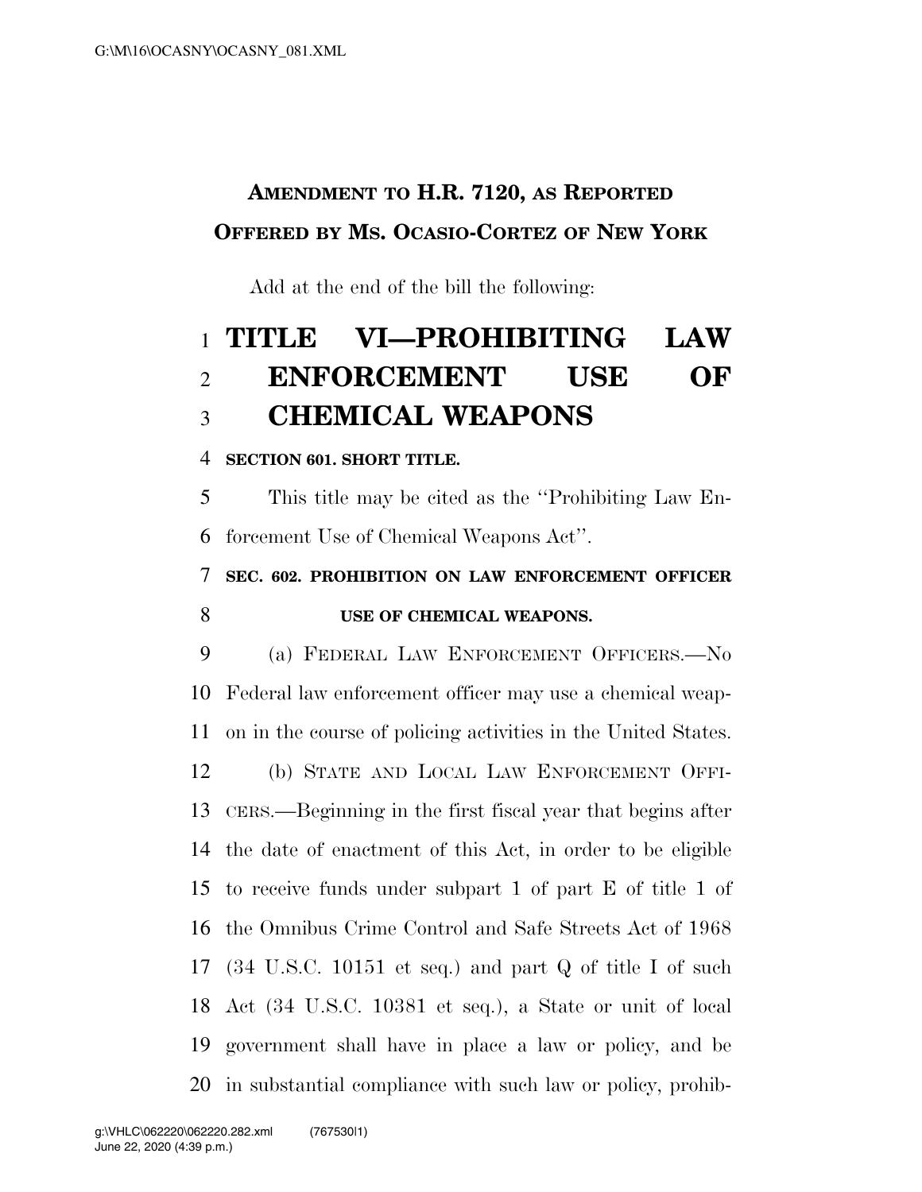**AMENDMENT TO H.R. 7120, AS REPORTED**

**OFFERED BY MS. OCASIO-CORTEZ OF NEW YORK**

Add at the end of the bill the following:

# TITLE VI—PROHIBITING LAW ENFORCEMENT USE OF CHEMICAL WEAPONS

**SECTION 601. SHORT TITLE.**

This title may be cited as the "Prohibiting Law Enforcement Use of Chemical Weapons Act".

**SEC. 602. PROHIBITION ON LAW ENFORCEMENT OFFICER USE OF CHEMICAL WEAPONS.**

(a) FEDERAL LAW ENFORCEMENT OFFICERS.—No Federal law enforcement officer may use a chemical weapon in the course of policing activities in the United States.

(b) STATE AND LOCAL LAW ENFORCEMENT OFFICERS.—Beginning in the first fiscal year that begins after the date of enactment of this Act, in order to be eligible to receive funds under subpart 1 of part E of title 1 of the Omnibus Crime Control and Safe Streets Act of 1968 (34 U.S.C. 10151 et seq.) and part Q of title I of such Act (34 U.S.C. 10381 et seq.), a State or unit of local government shall have in place a law or policy, and be in substantial compliance with such law or policy, prohib-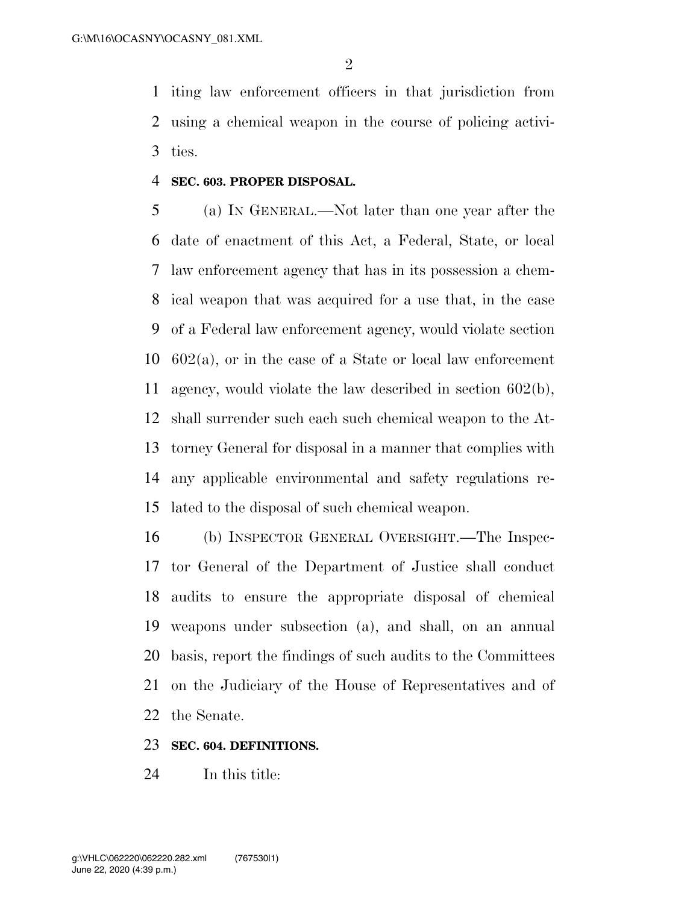iting law enforcement officers in that jurisdiction from using a chemical weapon in the course of policing activities.

**SEC. 603. PROPER DISPOSAL.**

(a) IN GENERAL.—Not later than one year after the date of enactment of this Act, a Federal, State, or local law enforcement agency that has in its possession a chemical weapon that was acquired for a use that, in the case of a Federal law enforcement agency, would violate section 602(a), or in the case of a State or local law enforcement agency, would violate the law described in section 602(b), shall surrender such each such chemical weapon to the Attorney General for disposal in a manner that complies with any applicable environmental and safety regulations related to the disposal of such chemical weapon.

(b) INSPECTOR GENERAL OVERSIGHT.—The Inspector General of the Department of Justice shall conduct audits to ensure the appropriate disposal of chemical weapons under subsection (a), and shall, on an annual basis, report the findings of such audits to the Committees on the Judiciary of the House of Representatives and of the Senate.

**SEC. 604. DEFINITIONS.**

In this title: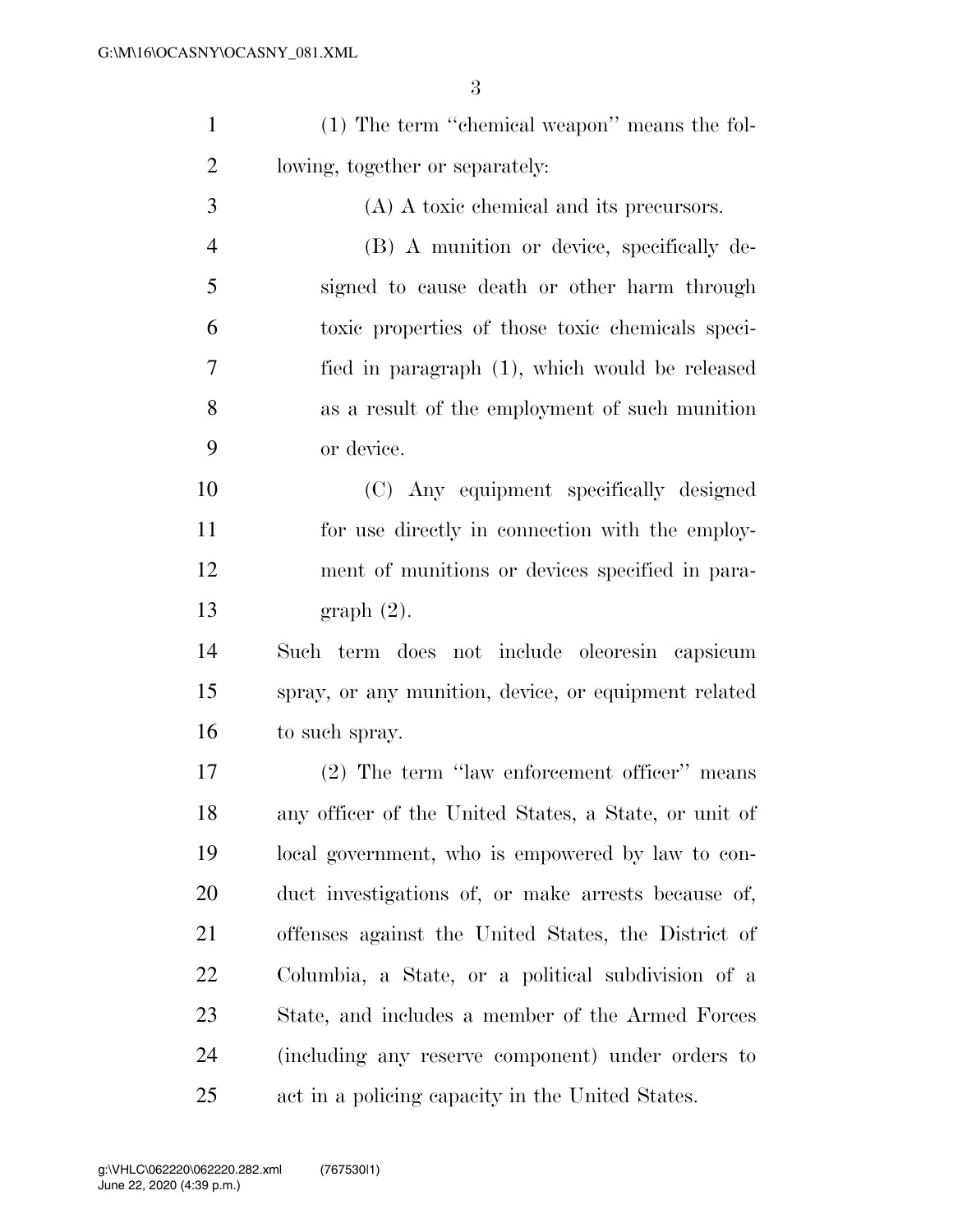(1) The term ''chemical weapon'' means the following, together or separately:

(A) A toxic chemical and its precursors.

(B) A munition or device, specifically designed to cause death or other harm through toxic properties of those toxic chemicals specified in paragraph (1), which would be released as a result of the employment of such munition or device.

(C) Any equipment specifically designed for use directly in connection with the employment of munitions or devices specified in paragraph (2).

Such term does not include oleoresin capsicum spray, or any munition, device, or equipment related to such spray.

(2) The term ''law enforcement officer'' means any officer of the United States, a State, or unit of local government, who is empowered by law to conduct investigations of, or make arrests because of, offenses against the United States, the District of Columbia, a State, or a political subdivision of a State, and includes a member of the Armed Forces (including any reserve component) under orders to act in a policing capacity in the United States.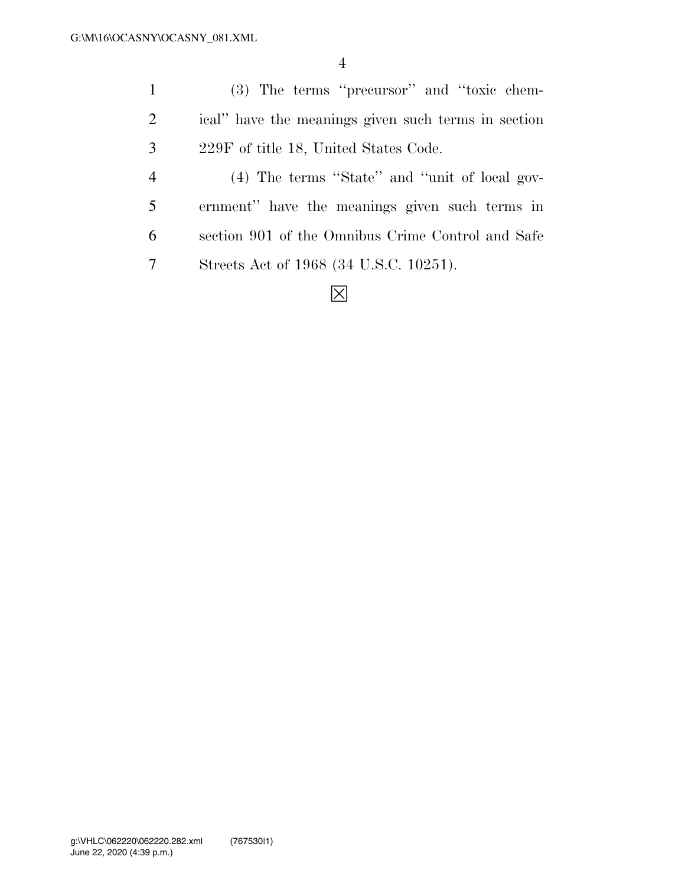(3) The terms "precursor" and "toxic chemical" have the meanings given such terms in section 229F of title 18, United States Code.

(4) The terms "State" and "unit of local government" have the meanings given such terms in section 901 of the Omnibus Crime Control and Safe Streets Act of 1968 (34 U.S.C. 10251).